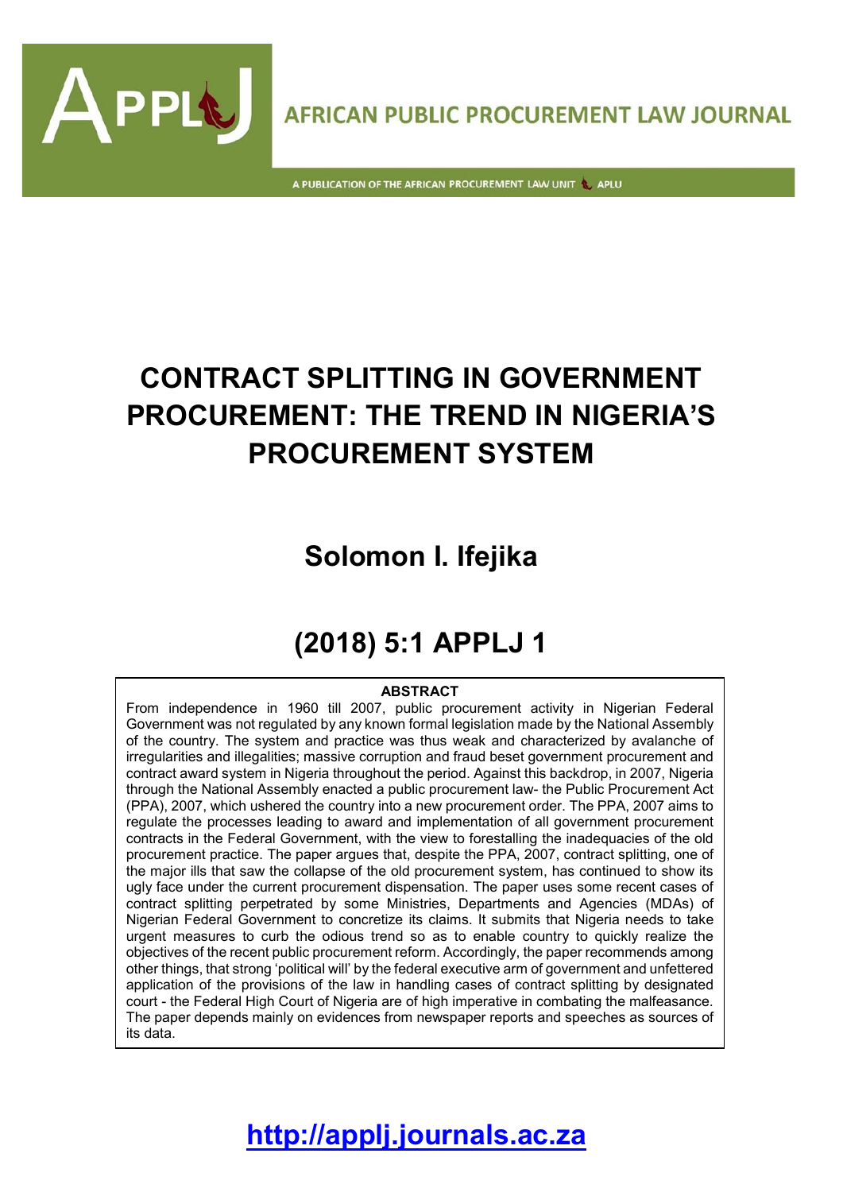AFRICAN PUBLIC PROCUREMENT LAW JOURNAL

A PUBLICATION OF THE AFRICAN PROCUREMENT LAW UNIT APLU

# CONTRACT SPLITTING IN GOVERNMENT PROCUREMENT: THE TREND IN NIGERIA'S PROCUREMENT SYSTEM

## Solomon I. Ifejika

## (2018) 5:1 APPLJ 1

**ABSTRACT**

From independence in 1960 till 2007, public procurement activity in Nigerian Federal Government was not regulated by any known formal legislation made by the National Assembly of the country. The system and practice was thus weak and characterized by avalanche of irregularities and illegalities; massive corruption and fraud beset government procurement and contract award system in Nigeria throughout the period. Against this backdrop, in 2007, Nigeria through the National Assembly enacted a public procurement law- the Public Procurement Act (PPA), 2007, which ushered the country into a new procurement order. The PPA, 2007 aims to regulate the processes leading to award and implementation of all government procurement contracts in the Federal Government, with the view to forestalling the inadequacies of the old procurement practice. The paper argues that, despite the PPA, 2007, contract splitting, one of the major ills that saw the collapse of the old procurement system, has continued to show its ugly face under the current procurement dispensation. The paper uses some recent cases of contract splitting perpetrated by some Ministries, Departments and Agencies (MDAs) of Nigerian Federal Government to concretize its claims. It submits that Nigeria needs to take urgent measures to curb the odious trend so as to enable country to quickly realize the objectives of the recent public procurement reform. Accordingly, the paper recommends among other things, that strong 'political will' by the federal executive arm of government and unfettered application of the provisions of the law in handling cases of contract splitting by designated court - the Federal High Court of Nigeria are of high imperative in combating the malfeasance. The paper depends mainly on evidences from newspaper reports and speeches as sources of its data.

**http://applj.journals.ac.za**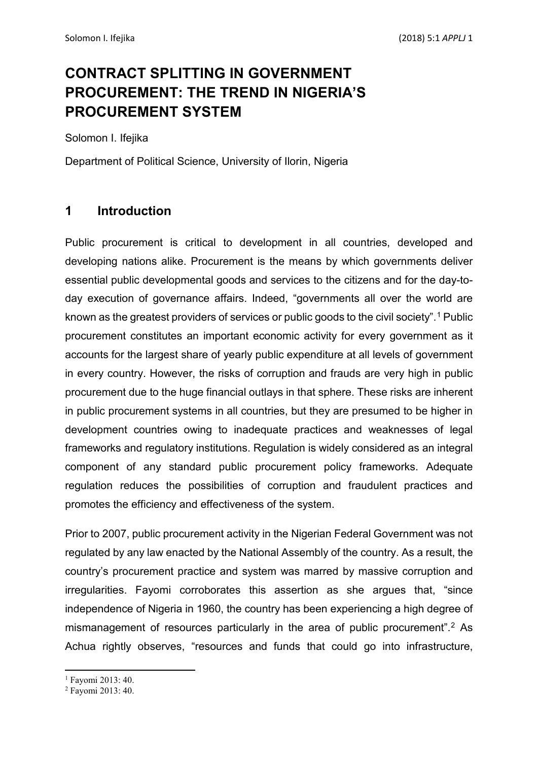# CONTRACT SPLITTING IN GOVERNMENT PROCUREMENT: THE TREND IN NIGERIA'S PROCUREMENT SYSTEM

Solomon I. Ifejika

Department of Political Science, University of Ilorin, Nigeria

## 1 Introduction

Public procurement is critical to development in all countries, developed and developing nations alike. Procurement is the means by which governments deliver essential public developmental goods and services to the citizens and for the day-to-day execution of governance affairs. Indeed, "governments all over the world are known as the greatest providers of services or public goods to the civil society".[1] Public procurement constitutes an important economic activity for every government as it accounts for the largest share of yearly public expenditure at all levels of government in every country. However, the risks of corruption and frauds are very high in public procurement due to the huge financial outlays in that sphere. These risks are inherent in public procurement systems in all countries, but they are presumed to be higher in development countries owing to inadequate practices and weaknesses of legal frameworks and regulatory institutions. Regulation is widely considered as an integral component of any standard public procurement policy frameworks. Adequate regulation reduces the possibilities of corruption and fraudulent practices and promotes the efficiency and effectiveness of the system.

Prior to 2007, public procurement activity in the Nigerian Federal Government was not regulated by any law enacted by the National Assembly of the country. As a result, the country's procurement practice and system was marred by massive corruption and irregularities. Fayomi corroborates this assertion as she argues that, "since independence of Nigeria in 1960, the country has been experiencing a high degree of mismanagement of resources particularly in the area of public procurement".[2] As Achua rightly observes, "resources and funds that could go into infrastructure,

[1] Fayomi 2013: 40.

[2] Fayomi 2013: 40.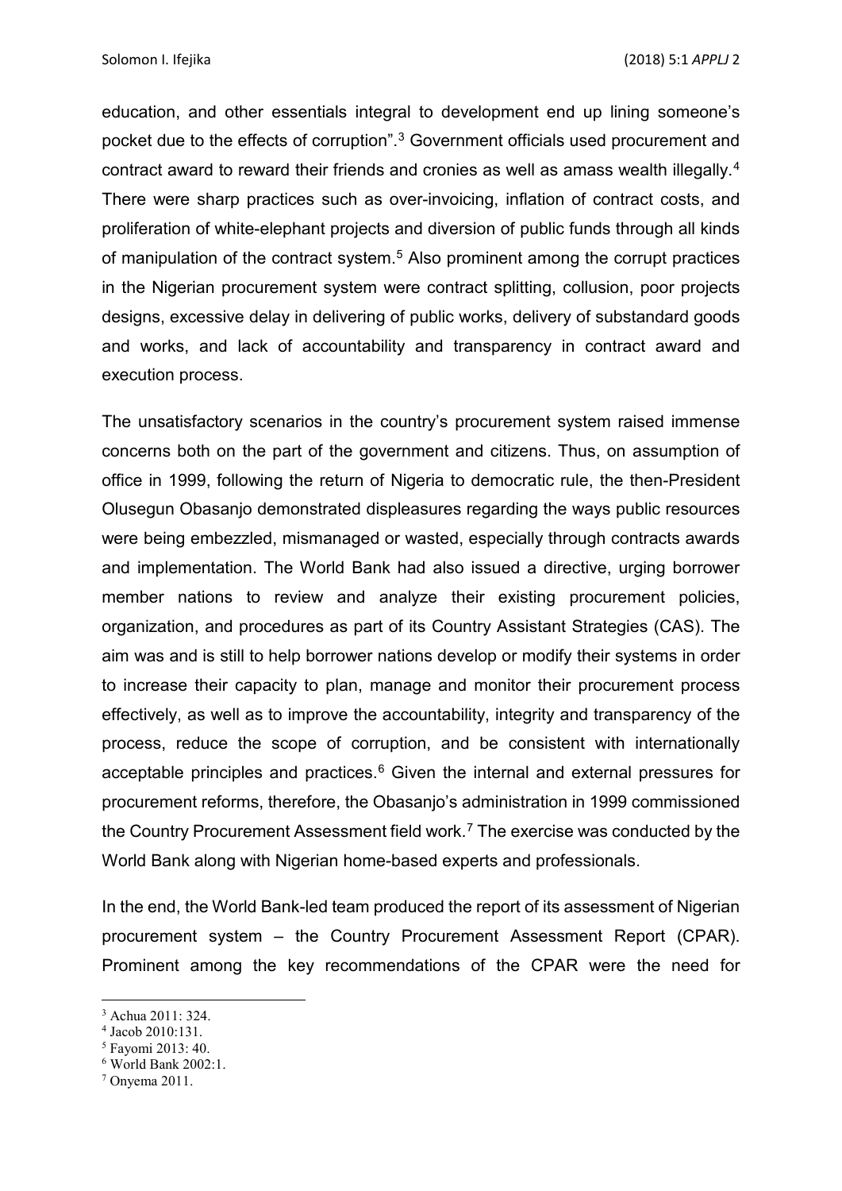education, and other essentials integral to development end up lining someone's pocket due to the effects of corruption".[3] Government officials used procurement and contract award to reward their friends and cronies as well as amass wealth illegally.[4] There were sharp practices such as over-invoicing, inflation of contract costs, and proliferation of white-elephant projects and diversion of public funds through all kinds of manipulation of the contract system.[5] Also prominent among the corrupt practices in the Nigerian procurement system were contract splitting, collusion, poor projects designs, excessive delay in delivering of public works, delivery of substandard goods and works, and lack of accountability and transparency in contract award and execution process.

The unsatisfactory scenarios in the country's procurement system raised immense concerns both on the part of the government and citizens. Thus, on assumption of office in 1999, following the return of Nigeria to democratic rule, the then-President Olusegun Obasanjo demonstrated displeasures regarding the ways public resources were being embezzled, mismanaged or wasted, especially through contracts awards and implementation. The World Bank had also issued a directive, urging borrower member nations to review and analyze their existing procurement policies, organization, and procedures as part of its Country Assistant Strategies (CAS). The aim was and is still to help borrower nations develop or modify their systems in order to increase their capacity to plan, manage and monitor their procurement process effectively, as well as to improve the accountability, integrity and transparency of the process, reduce the scope of corruption, and be consistent with internationally acceptable principles and practices.[6] Given the internal and external pressures for procurement reforms, therefore, the Obasanjo's administration in 1999 commissioned the Country Procurement Assessment field work.[7] The exercise was conducted by the World Bank along with Nigerian home-based experts and professionals.

In the end, the World Bank-led team produced the report of its assessment of Nigerian procurement system – the Country Procurement Assessment Report (CPAR). Prominent among the key recommendations of the CPAR were the need for

---

[3] Achua 2011: 324.

[4] Jacob 2010:131.

[5] Fayomi 2013: 40.

[6] World Bank 2002:1.

[7] Onyema 2011.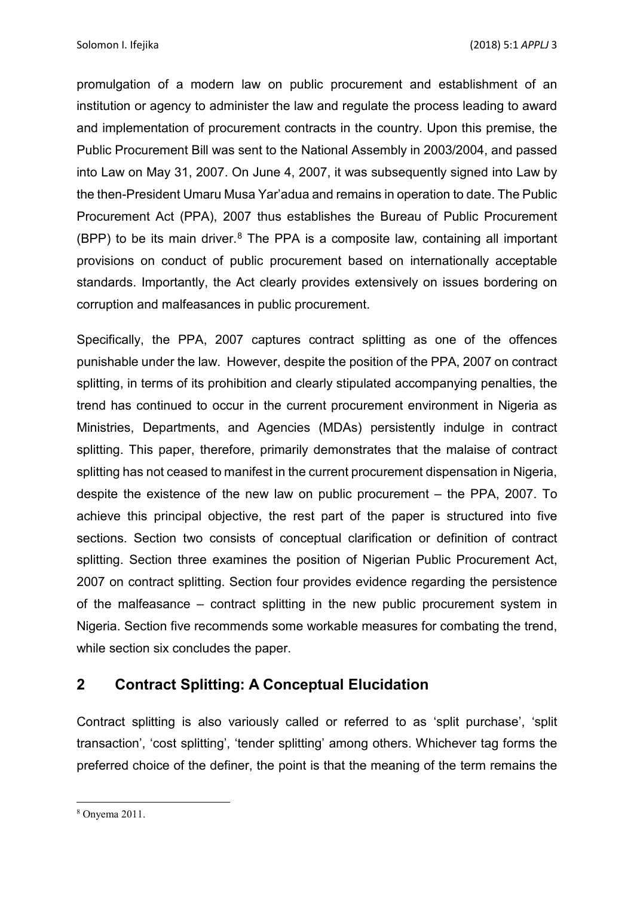promulgation of a modern law on public procurement and establishment of an institution or agency to administer the law and regulate the process leading to award and implementation of procurement contracts in the country. Upon this premise, the Public Procurement Bill was sent to the National Assembly in 2003/2004, and passed into Law on May 31, 2007. On June 4, 2007, it was subsequently signed into Law by the then-President Umaru Musa Yar'adua and remains in operation to date. The Public Procurement Act (PPA), 2007 thus establishes the Bureau of Public Procurement (BPP) to be its main driver.[8] The PPA is a composite law, containing all important provisions on conduct of public procurement based on internationally acceptable standards. Importantly, the Act clearly provides extensively on issues bordering on corruption and malfeasances in public procurement.

Specifically, the PPA, 2007 captures contract splitting as one of the offences punishable under the law. However, despite the position of the PPA, 2007 on contract splitting, in terms of its prohibition and clearly stipulated accompanying penalties, the trend has continued to occur in the current procurement environment in Nigeria as Ministries, Departments, and Agencies (MDAs) persistently indulge in contract splitting. This paper, therefore, primarily demonstrates that the malaise of contract splitting has not ceased to manifest in the current procurement dispensation in Nigeria, despite the existence of the new law on public procurement – the PPA, 2007. To achieve this principal objective, the rest part of the paper is structured into five sections. Section two consists of conceptual clarification or definition of contract splitting. Section three examines the position of Nigerian Public Procurement Act, 2007 on contract splitting. Section four provides evidence regarding the persistence of the malfeasance – contract splitting in the new public procurement system in Nigeria. Section five recommends some workable measures for combating the trend, while section six concludes the paper.

## 2 Contract Splitting: A Conceptual Elucidation

Contract splitting is also variously called or referred to as 'split purchase', 'split transaction', 'cost splitting', 'tender splitting' among others. Whichever tag forms the preferred choice of the definer, the point is that the meaning of the term remains the

---

[8] Onyema 2011.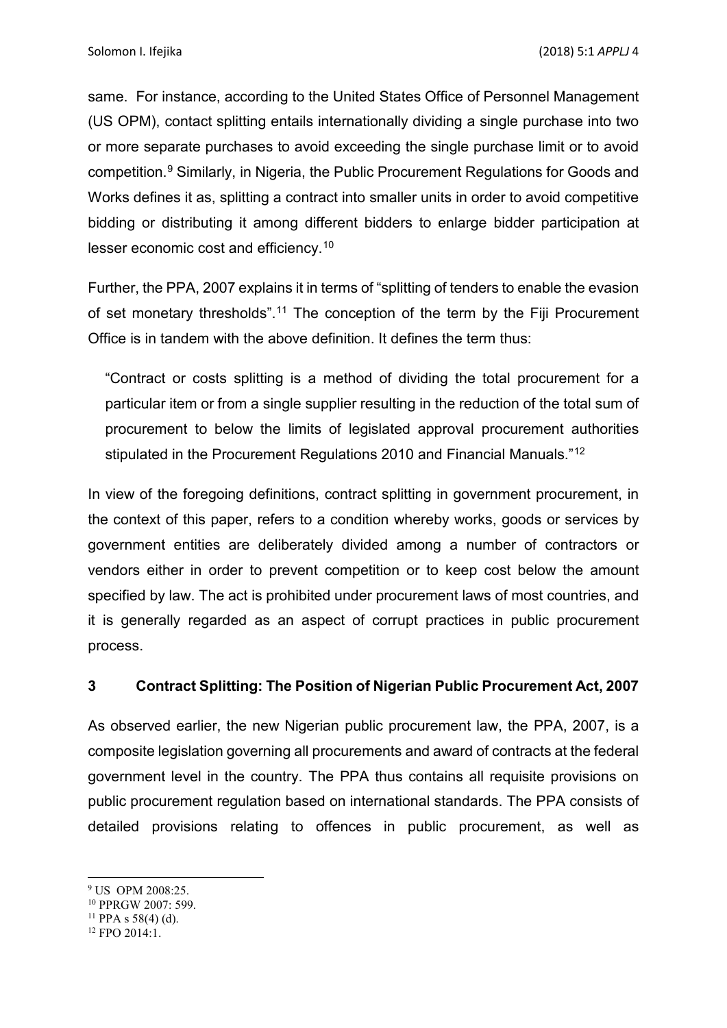same. For instance, according to the United States Office of Personnel Management (US OPM), contact splitting entails internationally dividing a single purchase into two or more separate purchases to avoid exceeding the single purchase limit or to avoid competition.[9] Similarly, in Nigeria, the Public Procurement Regulations for Goods and Works defines it as, splitting a contract into smaller units in order to avoid competitive bidding or distributing it among different bidders to enlarge bidder participation at lesser economic cost and efficiency.[10]

Further, the PPA, 2007 explains it in terms of "splitting of tenders to enable the evasion of set monetary thresholds".[11] The conception of the term by the Fiji Procurement Office is in tandem with the above definition. It defines the term thus:

> "Contract or costs splitting is a method of dividing the total procurement for a particular item or from a single supplier resulting in the reduction of the total sum of procurement to below the limits of legislated approval procurement authorities stipulated in the Procurement Regulations 2010 and Financial Manuals."[12]

In view of the foregoing definitions, contract splitting in government procurement, in the context of this paper, refers to a condition whereby works, goods or services by government entities are deliberately divided among a number of contractors or vendors either in order to prevent competition or to keep cost below the amount specified by law. The act is prohibited under procurement laws of most countries, and it is generally regarded as an aspect of corrupt practices in public procurement process.

## 3 Contract Splitting: The Position of Nigerian Public Procurement Act, 2007

As observed earlier, the new Nigerian public procurement law, the PPA, 2007, is a composite legislation governing all procurements and award of contracts at the federal government level in the country. The PPA thus contains all requisite provisions on public procurement regulation based on international standards. The PPA consists of detailed provisions relating to offences in public procurement, as well as

---

[9] US OPM 2008:25.

[10] PPRGW 2007: 599.

[11] PPA s 58(4) (d).

[12] FPO 2014:1.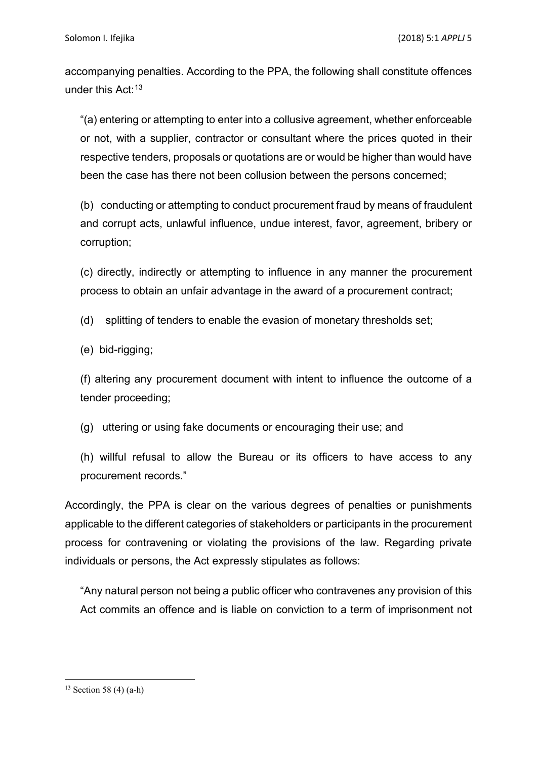accompanying penalties. According to the PPA, the following shall constitute offences under this Act:[13]

> "(a) entering or attempting to enter into a collusive agreement, whether enforceable or not, with a supplier, contractor or consultant where the prices quoted in their respective tenders, proposals or quotations are or would be higher than would have been the case has there not been collusion between the persons concerned;
>
> (b) conducting or attempting to conduct procurement fraud by means of fraudulent and corrupt acts, unlawful influence, undue interest, favor, agreement, bribery or corruption;
>
> (c) directly, indirectly or attempting to influence in any manner the procurement process to obtain an unfair advantage in the award of a procurement contract;
>
> (d) splitting of tenders to enable the evasion of monetary thresholds set;
>
> (e) bid-rigging;
>
> (f) altering any procurement document with intent to influence the outcome of a tender proceeding;
>
> (g) uttering or using fake documents or encouraging their use; and
>
> (h) willful refusal to allow the Bureau or its officers to have access to any procurement records."

Accordingly, the PPA is clear on the various degrees of penalties or punishments applicable to the different categories of stakeholders or participants in the procurement process for contravening or violating the provisions of the law. Regarding private individuals or persons, the Act expressly stipulates as follows:

> "Any natural person not being a public officer who contravenes any provision of this Act commits an offence and is liable on conviction to a term of imprisonment not

---

[13] Section 58 (4) (a-h)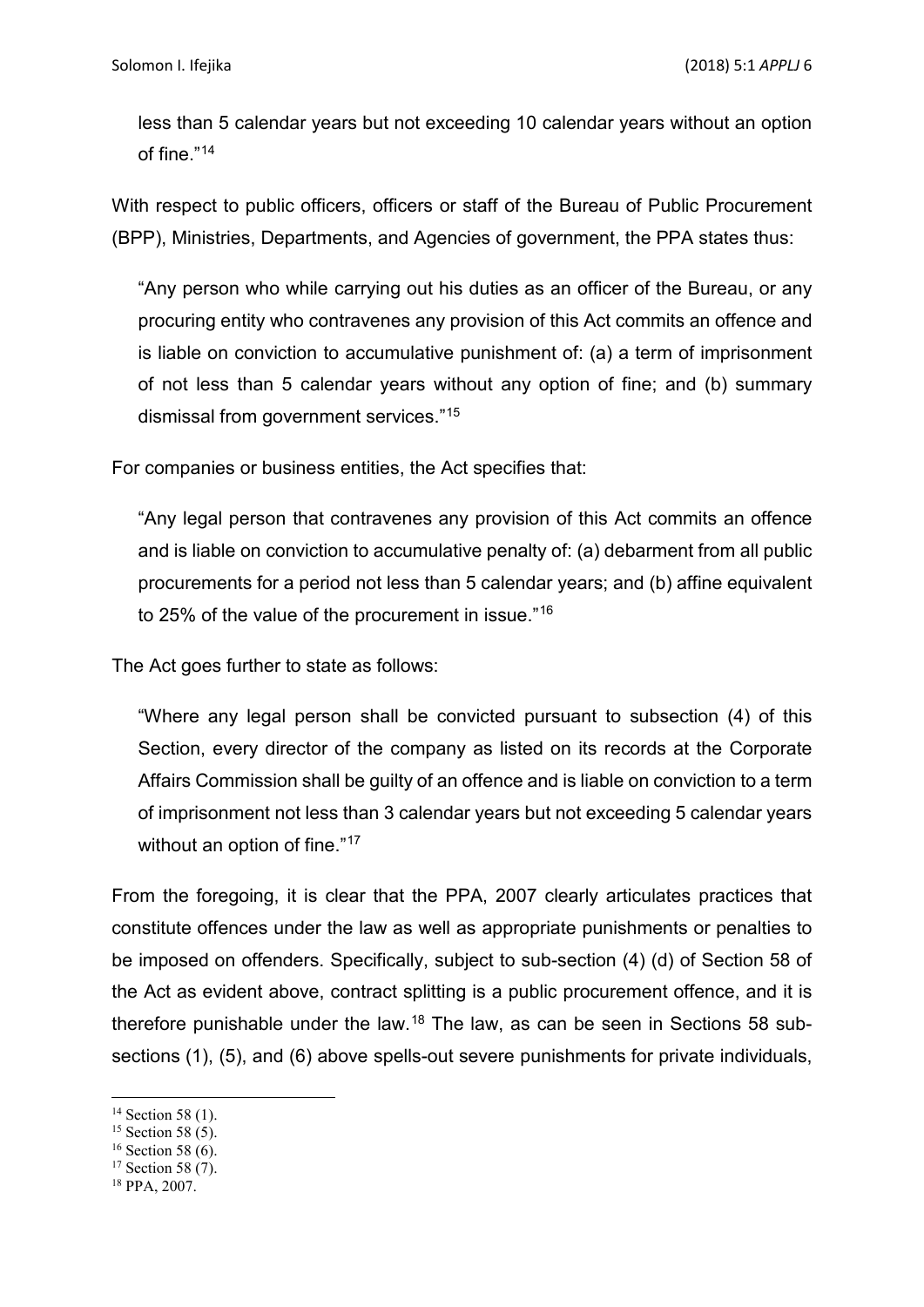> less than 5 calendar years but not exceeding 10 calendar years without an option of fine."[14]

With respect to public officers, officers or staff of the Bureau of Public Procurement (BPP), Ministries, Departments, and Agencies of government, the PPA states thus:

> "Any person who while carrying out his duties as an officer of the Bureau, or any procuring entity who contravenes any provision of this Act commits an offence and is liable on conviction to accumulative punishment of: (a) a term of imprisonment of not less than 5 calendar years without any option of fine; and (b) summary dismissal from government services."[15]

For companies or business entities, the Act specifies that:

> "Any legal person that contravenes any provision of this Act commits an offence and is liable on conviction to accumulative penalty of: (a) debarment from all public procurements for a period not less than 5 calendar years; and (b) affine equivalent to 25% of the value of the procurement in issue."[16]

The Act goes further to state as follows:

> "Where any legal person shall be convicted pursuant to subsection (4) of this Section, every director of the company as listed on its records at the Corporate Affairs Commission shall be guilty of an offence and is liable on conviction to a term of imprisonment not less than 3 calendar years but not exceeding 5 calendar years without an option of fine."[17]

From the foregoing, it is clear that the PPA, 2007 clearly articulates practices that constitute offences under the law as well as appropriate punishments or penalties to be imposed on offenders. Specifically, subject to sub-section (4) (d) of Section 58 of the Act as evident above, contract splitting is a public procurement offence, and it is therefore punishable under the law.[18] The law, as can be seen in Sections 58 sub-sections (1), (5), and (6) above spells-out severe punishments for private individuals,

---

[14] Section 58 (1).

[15] Section 58 (5).

[16] Section 58 (6).

[17] Section 58 (7).

[18] PPA, 2007.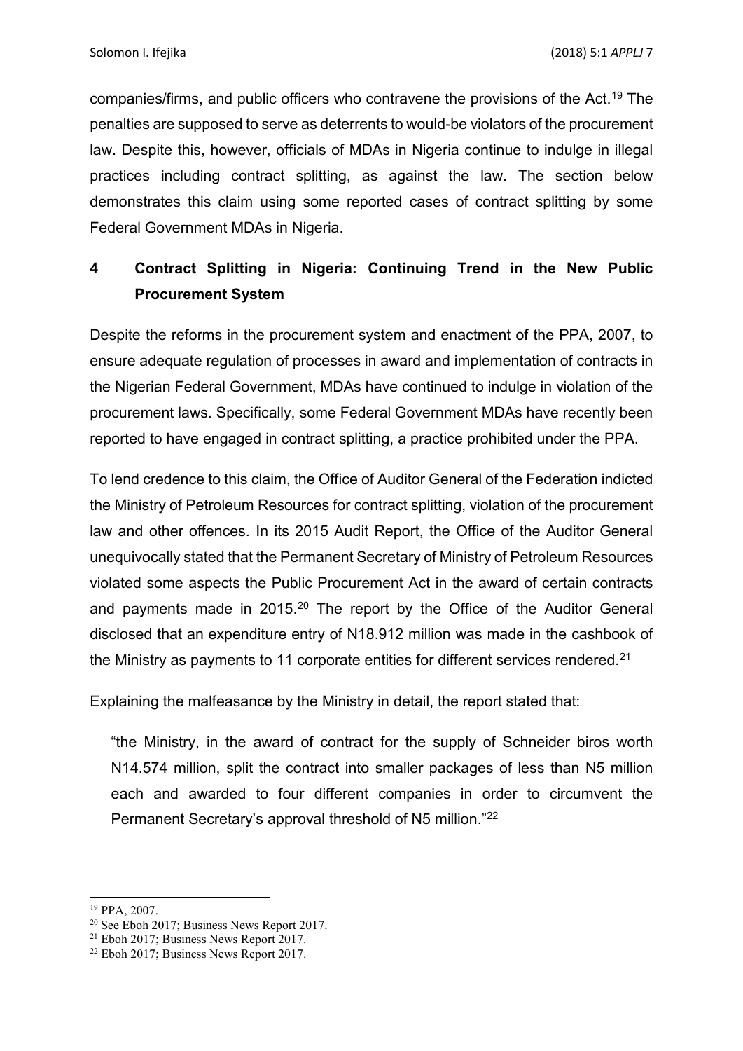companies/firms, and public officers who contravene the provisions of the Act.[19] The penalties are supposed to serve as deterrents to would-be violators of the procurement law. Despite this, however, officials of MDAs in Nigeria continue to indulge in illegal practices including contract splitting, as against the law. The section below demonstrates this claim using some reported cases of contract splitting by some Federal Government MDAs in Nigeria.

## 4 Contract Splitting in Nigeria: Continuing Trend in the New Public Procurement System

Despite the reforms in the procurement system and enactment of the PPA, 2007, to ensure adequate regulation of processes in award and implementation of contracts in the Nigerian Federal Government, MDAs have continued to indulge in violation of the procurement laws. Specifically, some Federal Government MDAs have recently been reported to have engaged in contract splitting, a practice prohibited under the PPA.

To lend credence to this claim, the Office of Auditor General of the Federation indicted the Ministry of Petroleum Resources for contract splitting, violation of the procurement law and other offences. In its 2015 Audit Report, the Office of the Auditor General unequivocally stated that the Permanent Secretary of Ministry of Petroleum Resources violated some aspects the Public Procurement Act in the award of certain contracts and payments made in 2015.[20] The report by the Office of the Auditor General disclosed that an expenditure entry of N18.912 million was made in the cashbook of the Ministry as payments to 11 corporate entities for different services rendered.[21]

Explaining the malfeasance by the Ministry in detail, the report stated that:

> "the Ministry, in the award of contract for the supply of Schneider biros worth N14.574 million, split the contract into smaller packages of less than N5 million each and awarded to four different companies in order to circumvent the Permanent Secretary's approval threshold of N5 million."[22]

---

[19] PPA, 2007.

[20] See Eboh 2017; Business News Report 2017.

[21] Eboh 2017; Business News Report 2017.

[22] Eboh 2017; Business News Report 2017.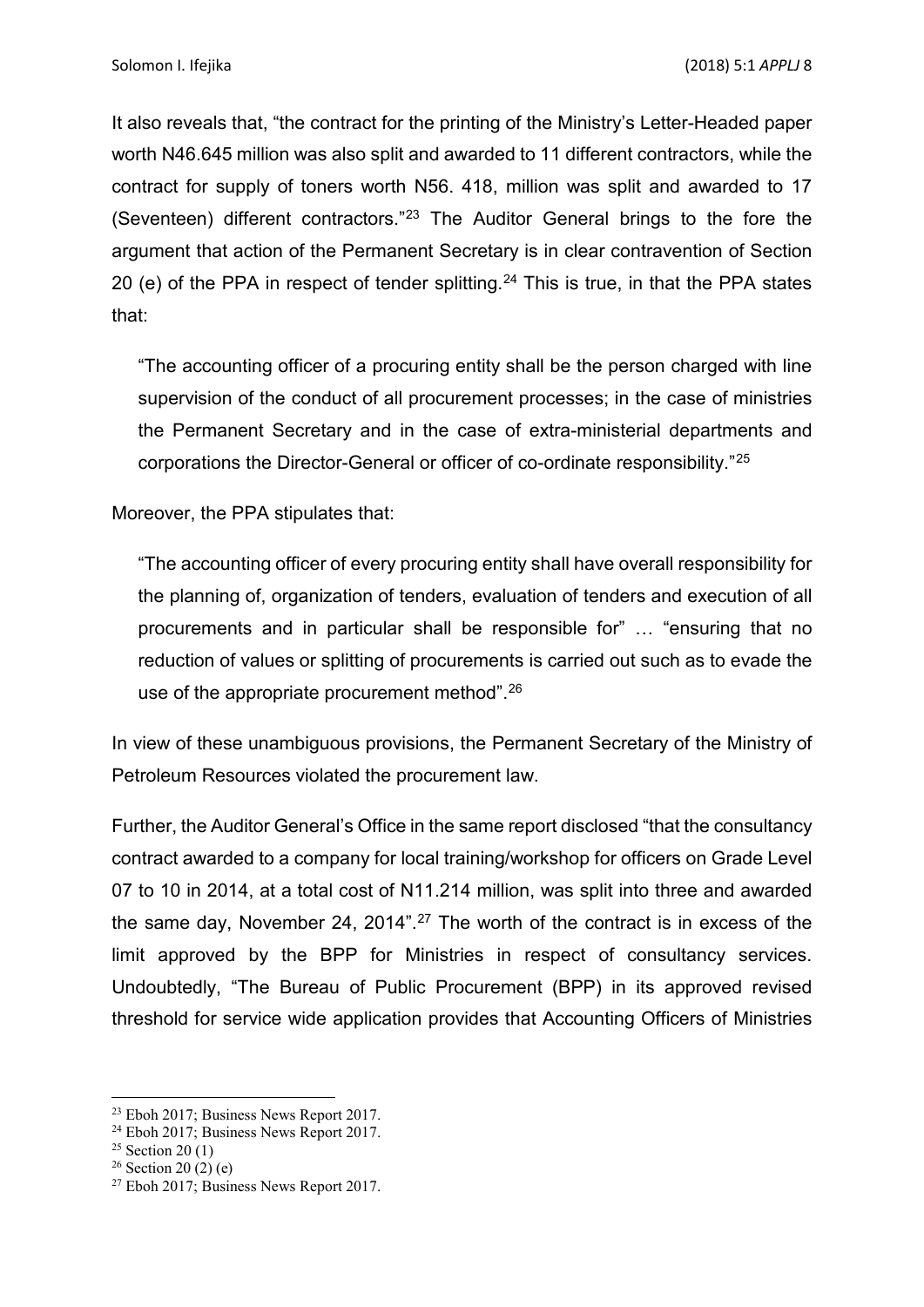It also reveals that, "the contract for the printing of the Ministry's Letter-Headed paper worth N46.645 million was also split and awarded to 11 different contractors, while the contract for supply of toners worth N56. 418, million was split and awarded to 17 (Seventeen) different contractors."[23] The Auditor General brings to the fore the argument that action of the Permanent Secretary is in clear contravention of Section 20 (e) of the PPA in respect of tender splitting.[24] This is true, in that the PPA states that:

> "The accounting officer of a procuring entity shall be the person charged with line supervision of the conduct of all procurement processes; in the case of ministries the Permanent Secretary and in the case of extra-ministerial departments and corporations the Director-General or officer of co-ordinate responsibility."[25]

Moreover, the PPA stipulates that:

> "The accounting officer of every procuring entity shall have overall responsibility for the planning of, organization of tenders, evaluation of tenders and execution of all procurements and in particular shall be responsible for" … "ensuring that no reduction of values or splitting of procurements is carried out such as to evade the use of the appropriate procurement method".[26]

In view of these unambiguous provisions, the Permanent Secretary of the Ministry of Petroleum Resources violated the procurement law.

Further, the Auditor General's Office in the same report disclosed "that the consultancy contract awarded to a company for local training/workshop for officers on Grade Level 07 to 10 in 2014, at a total cost of N11.214 million, was split into three and awarded the same day, November 24, 2014".[27] The worth of the contract is in excess of the limit approved by the BPP for Ministries in respect of consultancy services. Undoubtedly, "The Bureau of Public Procurement (BPP) in its approved revised threshold for service wide application provides that Accounting Officers of Ministries

---

[23] Eboh 2017; Business News Report 2017.

[24] Eboh 2017; Business News Report 2017.

[25] Section 20 (1)

[26] Section 20 (2) (e)

[27] Eboh 2017; Business News Report 2017.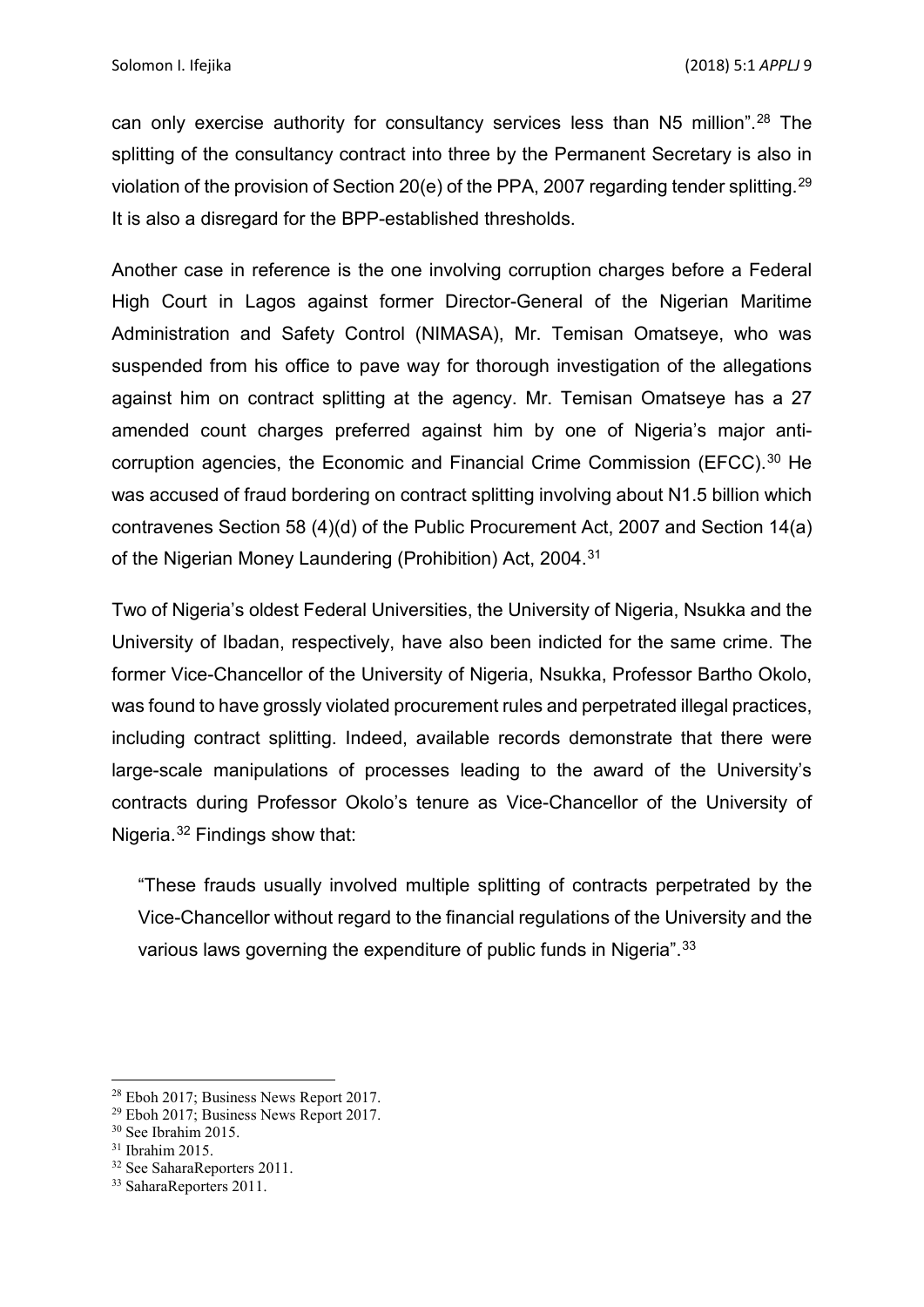can only exercise authority for consultancy services less than N5 million".[28] The splitting of the consultancy contract into three by the Permanent Secretary is also in violation of the provision of Section 20(e) of the PPA, 2007 regarding tender splitting.[29] It is also a disregard for the BPP-established thresholds.

Another case in reference is the one involving corruption charges before a Federal High Court in Lagos against former Director-General of the Nigerian Maritime Administration and Safety Control (NIMASA), Mr. Temisan Omatseye, who was suspended from his office to pave way for thorough investigation of the allegations against him on contract splitting at the agency. Mr. Temisan Omatseye has a 27 amended count charges preferred against him by one of Nigeria's major anti-corruption agencies, the Economic and Financial Crime Commission (EFCC).[30] He was accused of fraud bordering on contract splitting involving about N1.5 billion which contravenes Section 58 (4)(d) of the Public Procurement Act, 2007 and Section 14(a) of the Nigerian Money Laundering (Prohibition) Act, 2004.[31]

Two of Nigeria's oldest Federal Universities, the University of Nigeria, Nsukka and the University of Ibadan, respectively, have also been indicted for the same crime. The former Vice-Chancellor of the University of Nigeria, Nsukka, Professor Bartho Okolo, was found to have grossly violated procurement rules and perpetrated illegal practices, including contract splitting. Indeed, available records demonstrate that there were large-scale manipulations of processes leading to the award of the University's contracts during Professor Okolo's tenure as Vice-Chancellor of the University of Nigeria.[32] Findings show that:

> "These frauds usually involved multiple splitting of contracts perpetrated by the Vice-Chancellor without regard to the financial regulations of the University and the various laws governing the expenditure of public funds in Nigeria".[33]

---

[28] Eboh 2017; Business News Report 2017.
[29] Eboh 2017; Business News Report 2017.
[30] See Ibrahim 2015.
[31] Ibrahim 2015.
[32] See SaharaReporters 2011.
[33] SaharaReporters 2011.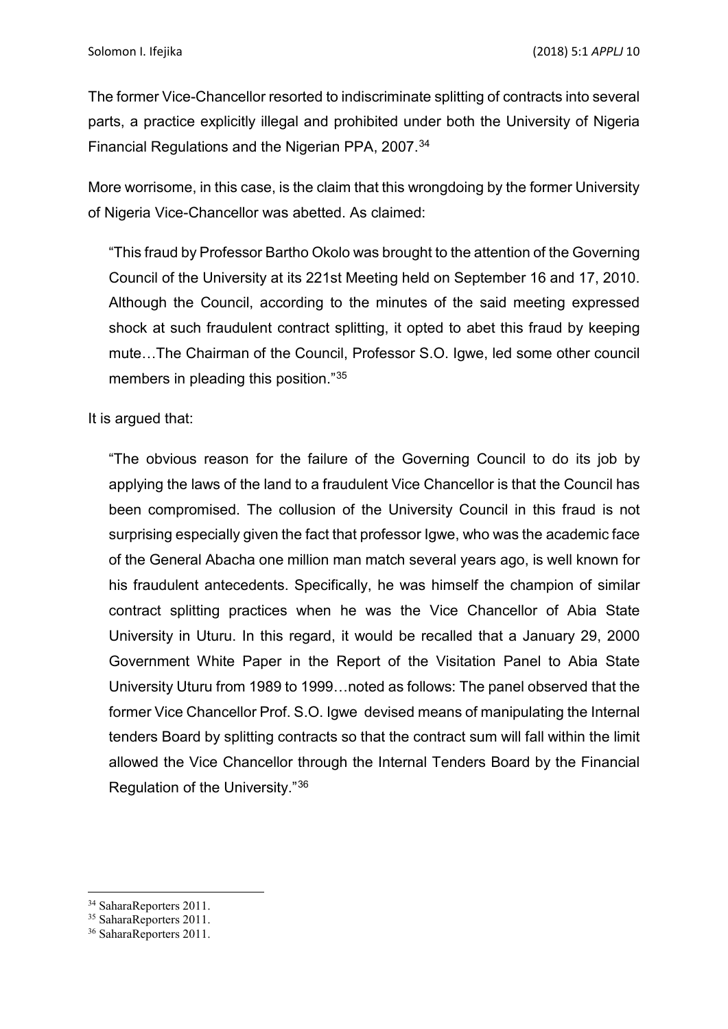The former Vice-Chancellor resorted to indiscriminate splitting of contracts into several parts, a practice explicitly illegal and prohibited under both the University of Nigeria Financial Regulations and the Nigerian PPA, 2007.[34]

More worrisome, in this case, is the claim that this wrongdoing by the former University of Nigeria Vice-Chancellor was abetted. As claimed:

> "This fraud by Professor Bartho Okolo was brought to the attention of the Governing Council of the University at its 221st Meeting held on September 16 and 17, 2010. Although the Council, according to the minutes of the said meeting expressed shock at such fraudulent contract splitting, it opted to abet this fraud by keeping mute…The Chairman of the Council, Professor S.O. Igwe, led some other council members in pleading this position."[35]

It is argued that:

> "The obvious reason for the failure of the Governing Council to do its job by applying the laws of the land to a fraudulent Vice Chancellor is that the Council has been compromised. The collusion of the University Council in this fraud is not surprising especially given the fact that professor Igwe, who was the academic face of the General Abacha one million man match several years ago, is well known for his fraudulent antecedents. Specifically, he was himself the champion of similar contract splitting practices when he was the Vice Chancellor of Abia State University in Uturu. In this regard, it would be recalled that a January 29, 2000 Government White Paper in the Report of the Visitation Panel to Abia State University Uturu from 1989 to 1999…noted as follows: The panel observed that the former Vice Chancellor Prof. S.O. Igwe devised means of manipulating the Internal tenders Board by splitting contracts so that the contract sum will fall within the limit allowed the Vice Chancellor through the Internal Tenders Board by the Financial Regulation of the University."[36]

---

[34] SaharaReporters 2011.

[35] SaharaReporters 2011.

[36] SaharaReporters 2011.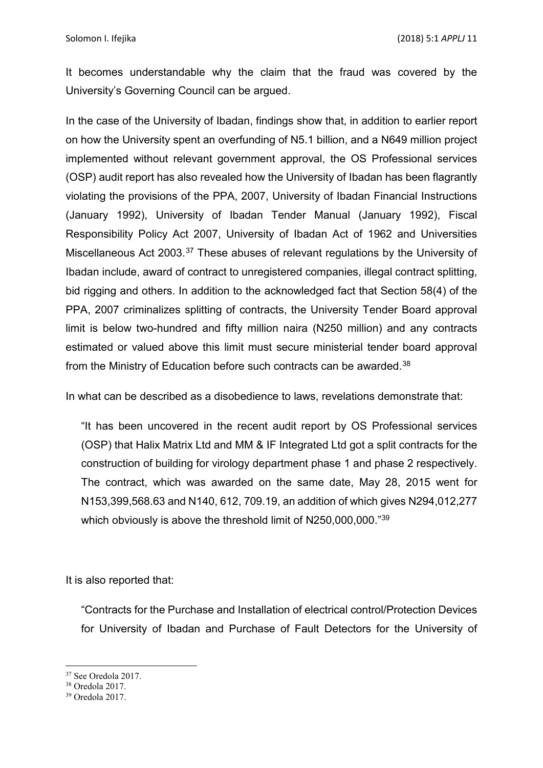It becomes understandable why the claim that the fraud was covered by the University's Governing Council can be argued.

In the case of the University of Ibadan, findings show that, in addition to earlier report on how the University spent an overfunding of N5.1 billion, and a N649 million project implemented without relevant government approval, the OS Professional services (OSP) audit report has also revealed how the University of Ibadan has been flagrantly violating the provisions of the PPA, 2007, University of Ibadan Financial Instructions (January 1992), University of Ibadan Tender Manual (January 1992), Fiscal Responsibility Policy Act 2007, University of Ibadan Act of 1962 and Universities Miscellaneous Act 2003.[37] These abuses of relevant regulations by the University of Ibadan include, award of contract to unregistered companies, illegal contract splitting, bid rigging and others. In addition to the acknowledged fact that Section 58(4) of the PPA, 2007 criminalizes splitting of contracts, the University Tender Board approval limit is below two-hundred and fifty million naira (N250 million) and any contracts estimated or valued above this limit must secure ministerial tender board approval from the Ministry of Education before such contracts can be awarded.[38]

In what can be described as a disobedience to laws, revelations demonstrate that:

> "It has been uncovered in the recent audit report by OS Professional services (OSP) that Halix Matrix Ltd and MM & IF Integrated Ltd got a split contracts for the construction of building for virology department phase 1 and phase 2 respectively. The contract, which was awarded on the same date, May 28, 2015 went for N153,399,568.63 and N140, 612, 709.19, an addition of which gives N294,012,277 which obviously is above the threshold limit of N250,000,000."[39]

It is also reported that:

> "Contracts for the Purchase and Installation of electrical control/Protection Devices for University of Ibadan and Purchase of Fault Detectors for the University of

[37] See Oredola 2017.

[38] Oredola 2017.

[39] Oredola 2017.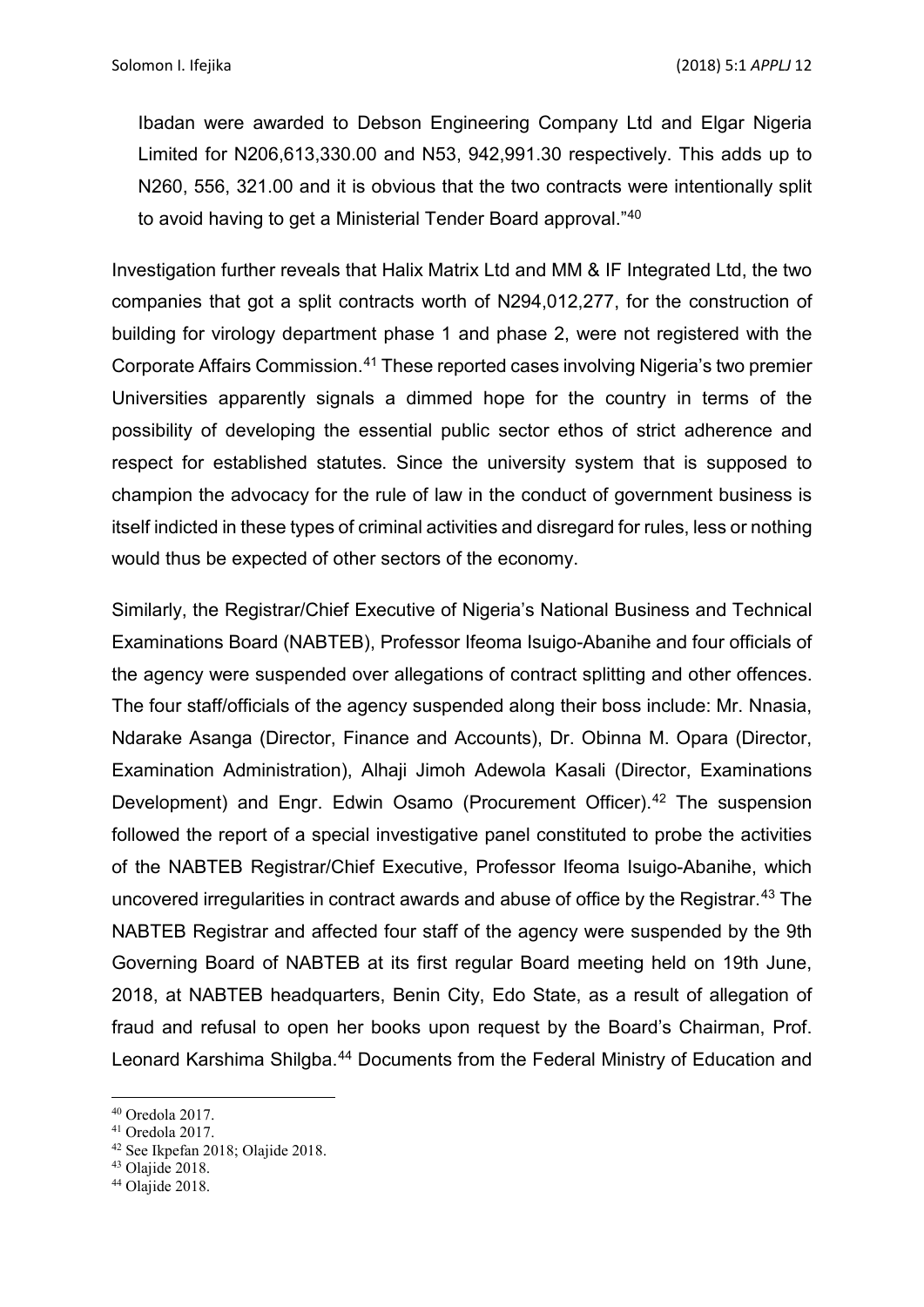Ibadan were awarded to Debson Engineering Company Ltd and Elgar Nigeria Limited for N206,613,330.00 and N53, 942,991.30 respectively. This adds up to N260, 556, 321.00 and it is obvious that the two contracts were intentionally split to avoid having to get a Ministerial Tender Board approval."[40]

Investigation further reveals that Halix Matrix Ltd and MM & IF Integrated Ltd, the two companies that got a split contracts worth of N294,012,277, for the construction of building for virology department phase 1 and phase 2, were not registered with the Corporate Affairs Commission.[41] These reported cases involving Nigeria's two premier Universities apparently signals a dimmed hope for the country in terms of the possibility of developing the essential public sector ethos of strict adherence and respect for established statutes. Since the university system that is supposed to champion the advocacy for the rule of law in the conduct of government business is itself indicted in these types of criminal activities and disregard for rules, less or nothing would thus be expected of other sectors of the economy.

Similarly, the Registrar/Chief Executive of Nigeria's National Business and Technical Examinations Board (NABTEB), Professor Ifeoma Isuigo-Abanihe and four officials of the agency were suspended over allegations of contract splitting and other offences. The four staff/officials of the agency suspended along their boss include: Mr. Nnasia, Ndarake Asanga (Director, Finance and Accounts), Dr. Obinna M. Opara (Director, Examination Administration), Alhaji Jimoh Adewola Kasali (Director, Examinations Development) and Engr. Edwin Osamo (Procurement Officer).[42] The suspension followed the report of a special investigative panel constituted to probe the activities of the NABTEB Registrar/Chief Executive, Professor Ifeoma Isuigo-Abanihe, which uncovered irregularities in contract awards and abuse of office by the Registrar.[43] The NABTEB Registrar and affected four staff of the agency were suspended by the 9th Governing Board of NABTEB at its first regular Board meeting held on 19th June, 2018, at NABTEB headquarters, Benin City, Edo State, as a result of allegation of fraud and refusal to open her books upon request by the Board's Chairman, Prof. Leonard Karshima Shilgba.[44] Documents from the Federal Ministry of Education and

---

[40] Oredola 2017.
[41] Oredola 2017.
[42] See Ikpefan 2018; Olajide 2018.
[43] Olajide 2018.
[44] Olajide 2018.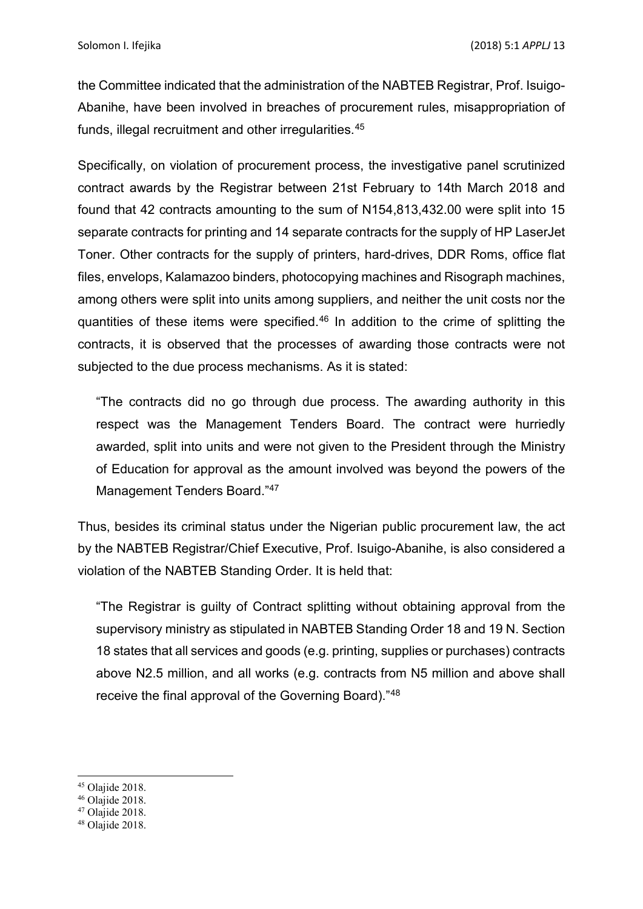the Committee indicated that the administration of the NABTEB Registrar, Prof. Isuigo-Abanihe, have been involved in breaches of procurement rules, misappropriation of funds, illegal recruitment and other irregularities.[45]

Specifically, on violation of procurement process, the investigative panel scrutinized contract awards by the Registrar between 21st February to 14th March 2018 and found that 42 contracts amounting to the sum of N154,813,432.00 were split into 15 separate contracts for printing and 14 separate contracts for the supply of HP LaserJet Toner. Other contracts for the supply of printers, hard-drives, DDR Roms, office flat files, envelops, Kalamazoo binders, photocopying machines and Risograph machines, among others were split into units among suppliers, and neither the unit costs nor the quantities of these items were specified.[46] In addition to the crime of splitting the contracts, it is observed that the processes of awarding those contracts were not subjected to the due process mechanisms. As it is stated:

> "The contracts did no go through due process. The awarding authority in this respect was the Management Tenders Board. The contract were hurriedly awarded, split into units and were not given to the President through the Ministry of Education for approval as the amount involved was beyond the powers of the Management Tenders Board."[47]

Thus, besides its criminal status under the Nigerian public procurement law, the act by the NABTEB Registrar/Chief Executive, Prof. Isuigo-Abanihe, is also considered a violation of the NABTEB Standing Order. It is held that:

> "The Registrar is guilty of Contract splitting without obtaining approval from the supervisory ministry as stipulated in NABTEB Standing Order 18 and 19 N. Section 18 states that all services and goods (e.g. printing, supplies or purchases) contracts above N2.5 million, and all works (e.g. contracts from N5 million and above shall receive the final approval of the Governing Board)."[48]

---

[45] Olajide 2018.

[46] Olajide 2018.

[47] Olajide 2018.

[48] Olajide 2018.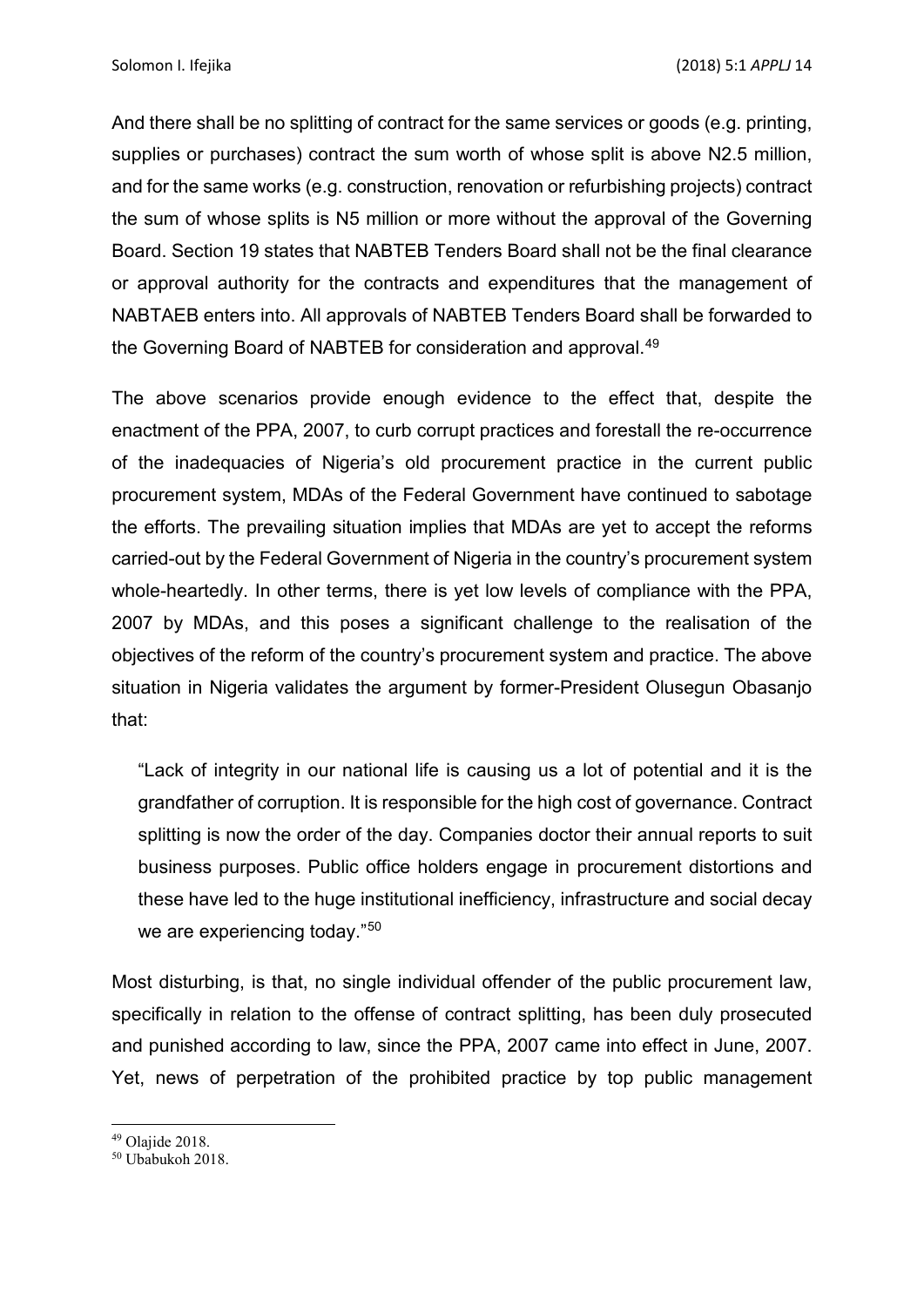And there shall be no splitting of contract for the same services or goods (e.g. printing, supplies or purchases) contract the sum worth of whose split is above N2.5 million, and for the same works (e.g. construction, renovation or refurbishing projects) contract the sum of whose splits is N5 million or more without the approval of the Governing Board. Section 19 states that NABTEB Tenders Board shall not be the final clearance or approval authority for the contracts and expenditures that the management of NABTAEB enters into. All approvals of NABTEB Tenders Board shall be forwarded to the Governing Board of NABTEB for consideration and approval.[49]

The above scenarios provide enough evidence to the effect that, despite the enactment of the PPA, 2007, to curb corrupt practices and forestall the re-occurrence of the inadequacies of Nigeria's old procurement practice in the current public procurement system, MDAs of the Federal Government have continued to sabotage the efforts. The prevailing situation implies that MDAs are yet to accept the reforms carried-out by the Federal Government of Nigeria in the country's procurement system whole-heartedly. In other terms, there is yet low levels of compliance with the PPA, 2007 by MDAs, and this poses a significant challenge to the realisation of the objectives of the reform of the country's procurement system and practice. The above situation in Nigeria validates the argument by former-President Olusegun Obasanjo that:

> "Lack of integrity in our national life is causing us a lot of potential and it is the grandfather of corruption. It is responsible for the high cost of governance. Contract splitting is now the order of the day. Companies doctor their annual reports to suit business purposes. Public office holders engage in procurement distortions and these have led to the huge institutional inefficiency, infrastructure and social decay we are experiencing today."[50]

Most disturbing, is that, no single individual offender of the public procurement law, specifically in relation to the offense of contract splitting, has been duly prosecuted and punished according to law, since the PPA, 2007 came into effect in June, 2007. Yet, news of perpetration of the prohibited practice by top public management

---

[49] Olajide 2018.

[50] Ubabukoh 2018.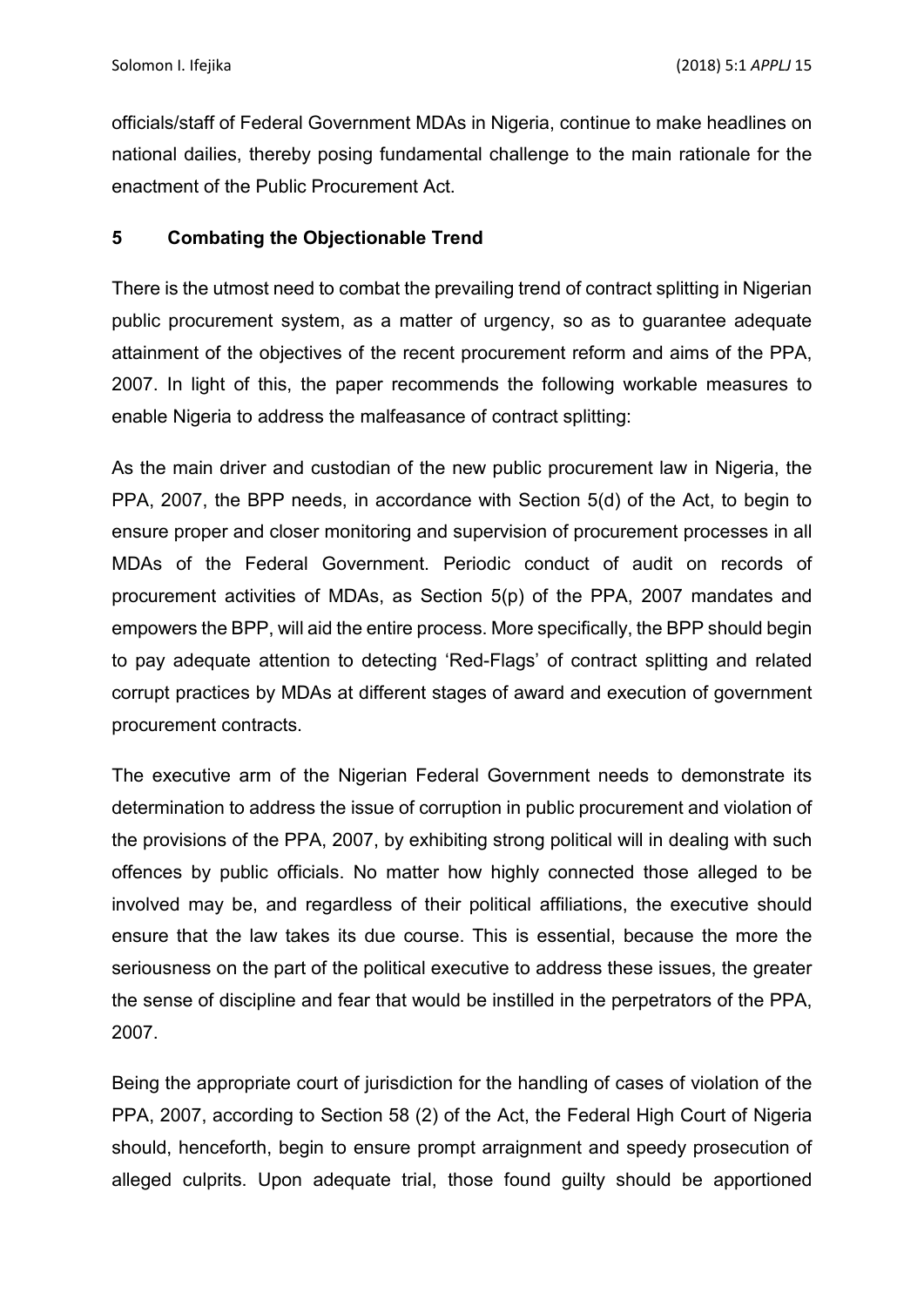officials/staff of Federal Government MDAs in Nigeria, continue to make headlines on national dailies, thereby posing fundamental challenge to the main rationale for the enactment of the Public Procurement Act.

## 5 Combating the Objectionable Trend

There is the utmost need to combat the prevailing trend of contract splitting in Nigerian public procurement system, as a matter of urgency, so as to guarantee adequate attainment of the objectives of the recent procurement reform and aims of the PPA, 2007. In light of this, the paper recommends the following workable measures to enable Nigeria to address the malfeasance of contract splitting:

As the main driver and custodian of the new public procurement law in Nigeria, the PPA, 2007, the BPP needs, in accordance with Section 5(d) of the Act, to begin to ensure proper and closer monitoring and supervision of procurement processes in all MDAs of the Federal Government. Periodic conduct of audit on records of procurement activities of MDAs, as Section 5(p) of the PPA, 2007 mandates and empowers the BPP, will aid the entire process. More specifically, the BPP should begin to pay adequate attention to detecting 'Red-Flags' of contract splitting and related corrupt practices by MDAs at different stages of award and execution of government procurement contracts.

The executive arm of the Nigerian Federal Government needs to demonstrate its determination to address the issue of corruption in public procurement and violation of the provisions of the PPA, 2007, by exhibiting strong political will in dealing with such offences by public officials. No matter how highly connected those alleged to be involved may be, and regardless of their political affiliations, the executive should ensure that the law takes its due course. This is essential, because the more the seriousness on the part of the political executive to address these issues, the greater the sense of discipline and fear that would be instilled in the perpetrators of the PPA, 2007.

Being the appropriate court of jurisdiction for the handling of cases of violation of the PPA, 2007, according to Section 58 (2) of the Act, the Federal High Court of Nigeria should, henceforth, begin to ensure prompt arraignment and speedy prosecution of alleged culprits. Upon adequate trial, those found guilty should be apportioned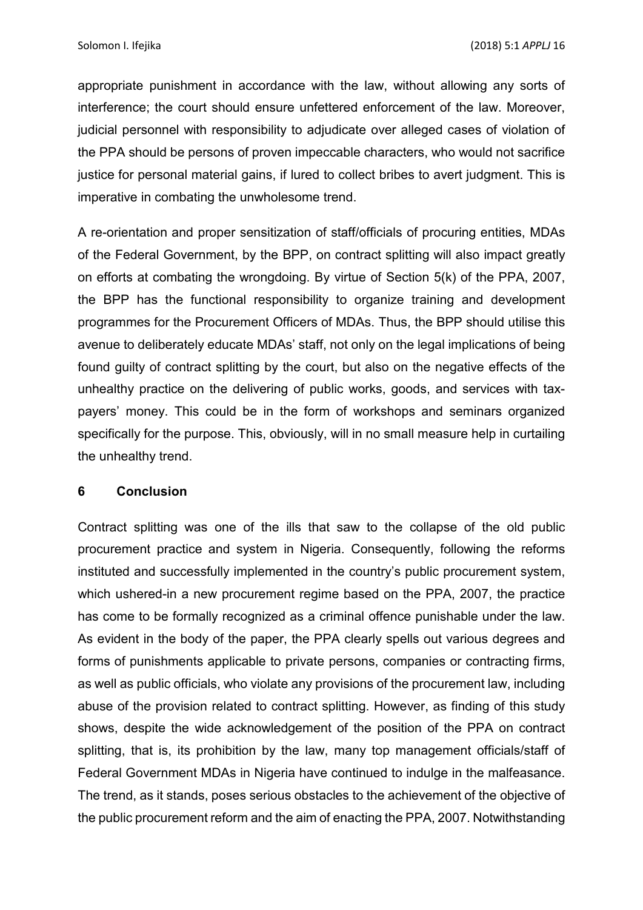appropriate punishment in accordance with the law, without allowing any sorts of interference; the court should ensure unfettered enforcement of the law. Moreover, judicial personnel with responsibility to adjudicate over alleged cases of violation of the PPA should be persons of proven impeccable characters, who would not sacrifice justice for personal material gains, if lured to collect bribes to avert judgment. This is imperative in combating the unwholesome trend.

A re-orientation and proper sensitization of staff/officials of procuring entities, MDAs of the Federal Government, by the BPP, on contract splitting will also impact greatly on efforts at combating the wrongdoing. By virtue of Section 5(k) of the PPA, 2007, the BPP has the functional responsibility to organize training and development programmes for the Procurement Officers of MDAs. Thus, the BPP should utilise this avenue to deliberately educate MDAs' staff, not only on the legal implications of being found guilty of contract splitting by the court, but also on the negative effects of the unhealthy practice on the delivering of public works, goods, and services with tax-payers' money. This could be in the form of workshops and seminars organized specifically for the purpose. This, obviously, will in no small measure help in curtailing the unhealthy trend.

## 6 Conclusion

Contract splitting was one of the ills that saw to the collapse of the old public procurement practice and system in Nigeria. Consequently, following the reforms instituted and successfully implemented in the country's public procurement system, which ushered-in a new procurement regime based on the PPA, 2007, the practice has come to be formally recognized as a criminal offence punishable under the law. As evident in the body of the paper, the PPA clearly spells out various degrees and forms of punishments applicable to private persons, companies or contracting firms, as well as public officials, who violate any provisions of the procurement law, including abuse of the provision related to contract splitting. However, as finding of this study shows, despite the wide acknowledgement of the position of the PPA on contract splitting, that is, its prohibition by the law, many top management officials/staff of Federal Government MDAs in Nigeria have continued to indulge in the malfeasance. The trend, as it stands, poses serious obstacles to the achievement of the objective of the public procurement reform and the aim of enacting the PPA, 2007. Notwithstanding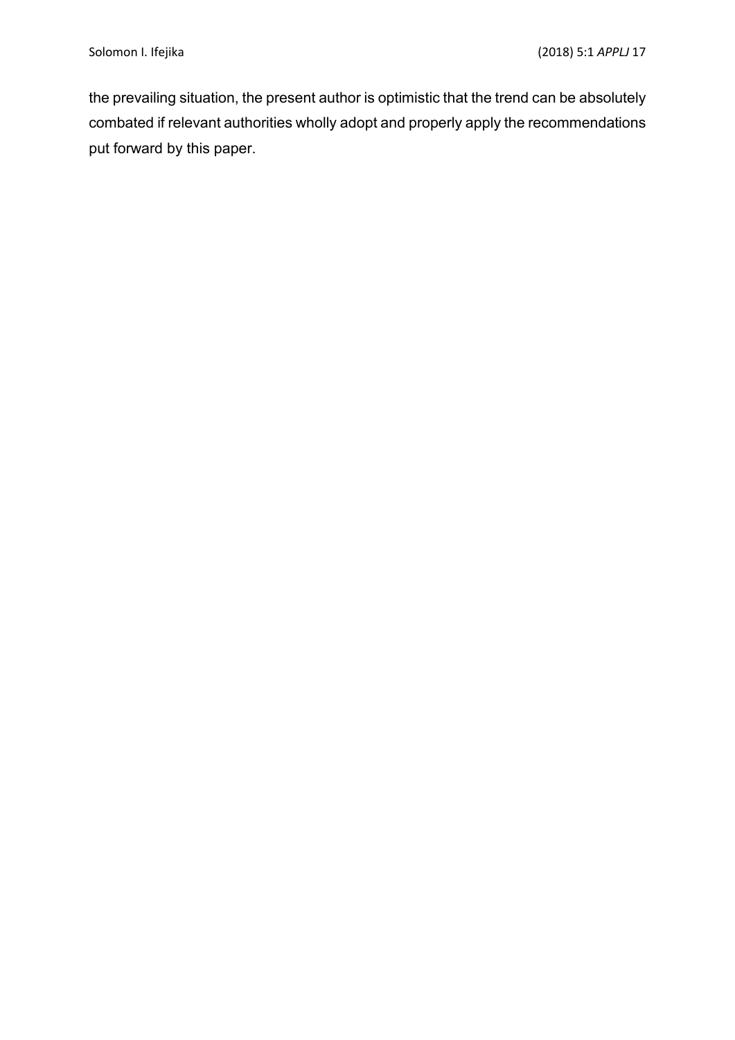the prevailing situation, the present author is optimistic that the trend can be absolutely combated if relevant authorities wholly adopt and properly apply the recommendations put forward by this paper.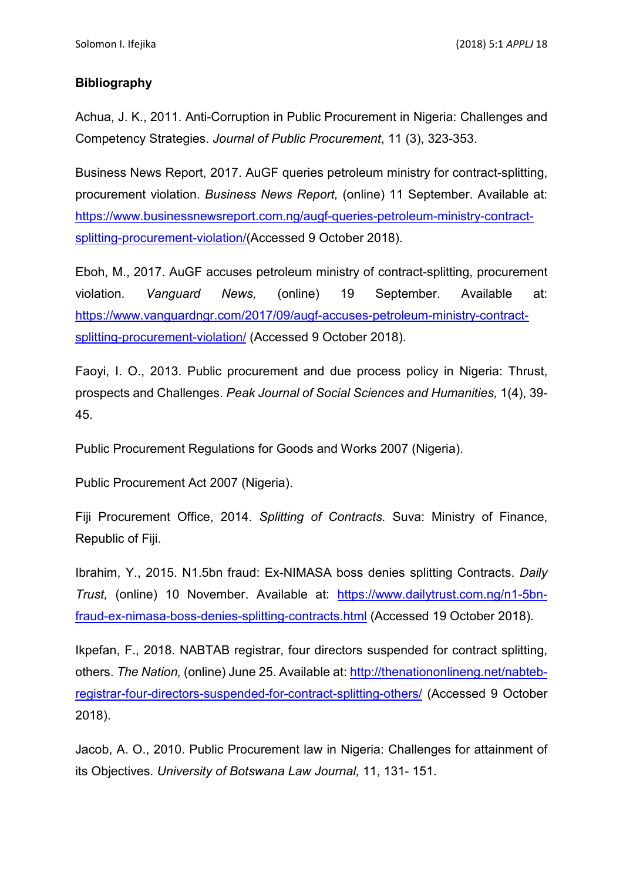## Bibliography

Achua, J. K., 2011. Anti-Corruption in Public Procurement in Nigeria: Challenges and Competency Strategies. *Journal of Public Procurement*, 11 (3), 323-353.

Business News Report, 2017. AuGF queries petroleum ministry for contract-splitting, procurement violation. *Business News Report,* (online) 11 September. Available at: [https://www.businessnewsreport.com.ng/augf-queries-petroleum-ministry-contract-splitting-procurement-violation/](https://www.businessnewsreport.com.ng/augf-queries-petroleum-ministry-contract-splitting-procurement-violation/)(Accessed 9 October 2018).

Eboh, M., 2017. AuGF accuses petroleum ministry of contract-splitting, procurement violation. *Vanguard News,* (online) 19 September. Available at: [https://www.vanguardngr.com/2017/09/augf-accuses-petroleum-ministry-contract-splitting-procurement-violation/](https://www.vanguardngr.com/2017/09/augf-accuses-petroleum-ministry-contract-splitting-procurement-violation/) (Accessed 9 October 2018).

Faoyi, I. O., 2013. Public procurement and due process policy in Nigeria: Thrust, prospects and Challenges. *Peak Journal of Social Sciences and Humanities,* 1(4), 39-45.

Public Procurement Regulations for Goods and Works 2007 (Nigeria).

Public Procurement Act 2007 (Nigeria).

Fiji Procurement Office, 2014. *Splitting of Contracts.* Suva: Ministry of Finance, Republic of Fiji.

Ibrahim, Y., 2015. N1.5bn fraud: Ex-NIMASA boss denies splitting Contracts. *Daily Trust,* (online) 10 November. Available at: [https://www.dailytrust.com.ng/n1-5bn-fraud-ex-nimasa-boss-denies-splitting-contracts.html](https://www.dailytrust.com.ng/n1-5bn-fraud-ex-nimasa-boss-denies-splitting-contracts.html) (Accessed 19 October 2018).

Ikpefan, F., 2018. NABTAB registrar, four directors suspended for contract splitting, others. *The Nation,* (online) June 25. Available at: [http://thenationonlineng.net/nabteb-registrar-four-directors-suspended-for-contract-splitting-others/](http://thenationonlineng.net/nabteb-registrar-four-directors-suspended-for-contract-splitting-others/) (Accessed 9 October 2018).

Jacob, A. O., 2010. Public Procurement law in Nigeria: Challenges for attainment of its Objectives. *University of Botswana Law Journal,* 11, 131- 151.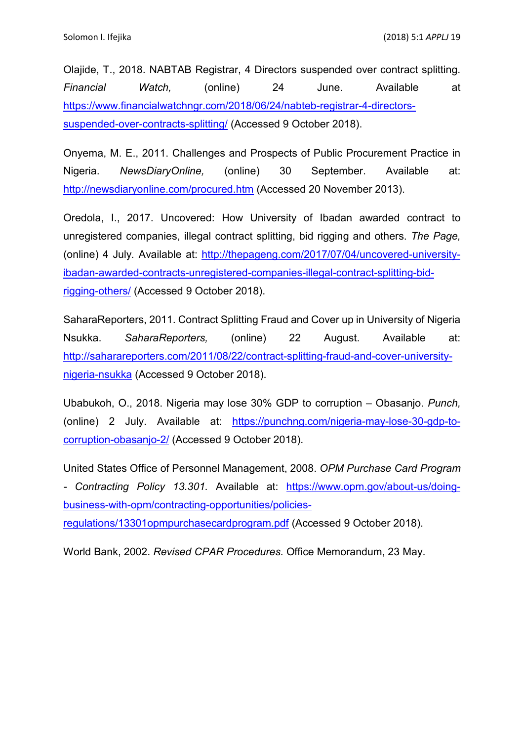Olajide, T., 2018. NABTAB Registrar, 4 Directors suspended over contract splitting. *Financial Watch,* (online) 24 June. Available at https://www.financialwatchngr.com/2018/06/24/nabteb-registrar-4-directors-suspended-over-contracts-splitting/ (Accessed 9 October 2018).

Onyema, M. E., 2011. Challenges and Prospects of Public Procurement Practice in Nigeria. *NewsDiaryOnline,* (online) 30 September. Available at: http://newsdiaryonline.com/procured.htm (Accessed 20 November 2013).

Oredola, I., 2017. Uncovered: How University of Ibadan awarded contract to unregistered companies, illegal contract splitting, bid rigging and others. *The Page,* (online) 4 July. Available at: http://thepageng.com/2017/07/04/uncovered-university-ibadan-awarded-contracts-unregistered-companies-illegal-contract-splitting-bid-rigging-others/ (Accessed 9 October 2018).

SaharaReporters, 2011. Contract Splitting Fraud and Cover up in University of Nigeria Nsukka. *SaharaReporters,* (online) 22 August. Available at: http://saharareporters.com/2011/08/22/contract-splitting-fraud-and-cover-university-nigeria-nsukka (Accessed 9 October 2018).

Ubabukoh, O., 2018. Nigeria may lose 30% GDP to corruption – Obasanjo. *Punch,* (online) 2 July. Available at: https://punchng.com/nigeria-may-lose-30-gdp-to-corruption-obasanjo-2/ (Accessed 9 October 2018).

United States Office of Personnel Management, 2008. *OPM Purchase Card Program - Contracting Policy 13.301.* Available at: https://www.opm.gov/about-us/doing-business-with-opm/contracting-opportunities/policies-regulations/13301opmpurchasecardprogram.pdf (Accessed 9 October 2018).

World Bank, 2002. *Revised CPAR Procedures.* Office Memorandum, 23 May.